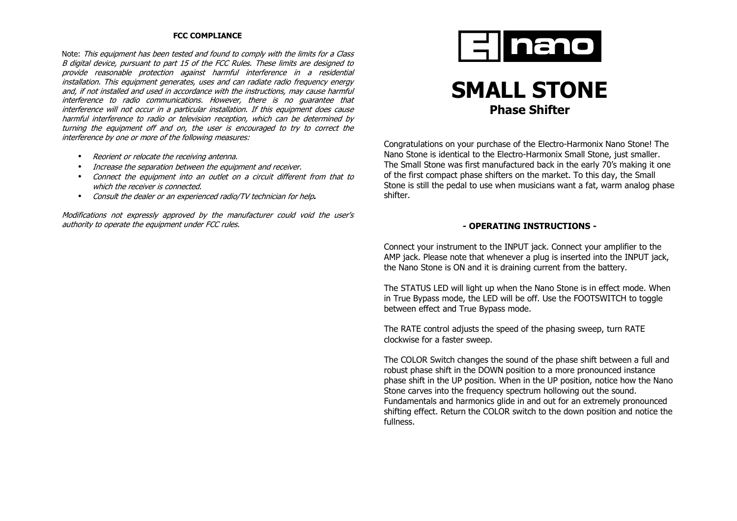**FCC COMPLIANCE**

Note: *This equipment has been tested and found to comply with the limits for a Class B digital device, pursuant to part 15 of the FCC Rules. These limits are designed to provide reasonable protection against harmful interference in a residential installation. This equipment generates, uses and can radiate radio frequency energy and, if not installed and used in accordance with the instructions, may cause harmful interference to radio communications. However, there is no guarantee that interference will not occur in a particular installation. If this equipment does cause harmful interference to radio or television reception, which can be determined by turning the equipment off and on, the user is encouraged to try to correct the interference by one or more of the following measures:*

- *Reorient or relocate the receiving antenna.*
- *Increase the separation between the equipment and receiver.*
- *Connect the equipment into an outlet on a circuit different from that to which the receiver is connected.*
- *Consult the dealer or an experienced radio/TV technician for help.*

*Modifications not expressly approved by the manufacturer could void the user's authority to operate the equipment under FCC rules.*

EH nano

# SMALL STONE

## Phase Shifter

Congratulations on your purchase of the Electro-Harmonix Nano Stone! The Nano Stone is identical to the Electro-Harmonix Small Stone, just smaller. The Small Stone was first manufactured back in the early 70's making it one of the first compact phase shifters on the market. To this day, the Small Stone is still the pedal to use when musicians want a fat, warm analog phase shifter.

### - OPERATING INSTRUCTIONS -

Connect your instrument to the INPUT jack. Connect your amplifier to the AMP jack. Please note that whenever a plug is inserted into the INPUT jack, the Nano Stone is ON and it is draining current from the battery.

The STATUS LED will light up when the Nano Stone is in effect mode. When in True Bypass mode, the LED will be off. Use the FOOTSWITCH to toggle between effect and True Bypass mode.

The RATE control adjusts the speed of the phasing sweep, turn RATE clockwise for a faster sweep.

The COLOR Switch changes the sound of the phase shift between a full and robust phase shift in the DOWN position to a more pronounced instance phase shift in the UP position. When in the UP position, notice how the Nano Stone carves into the frequency spectrum hollowing out the sound. Fundamentals and harmonics glide in and out for an extremely pronounced shifting effect. Return the COLOR switch to the down position and notice the fullness.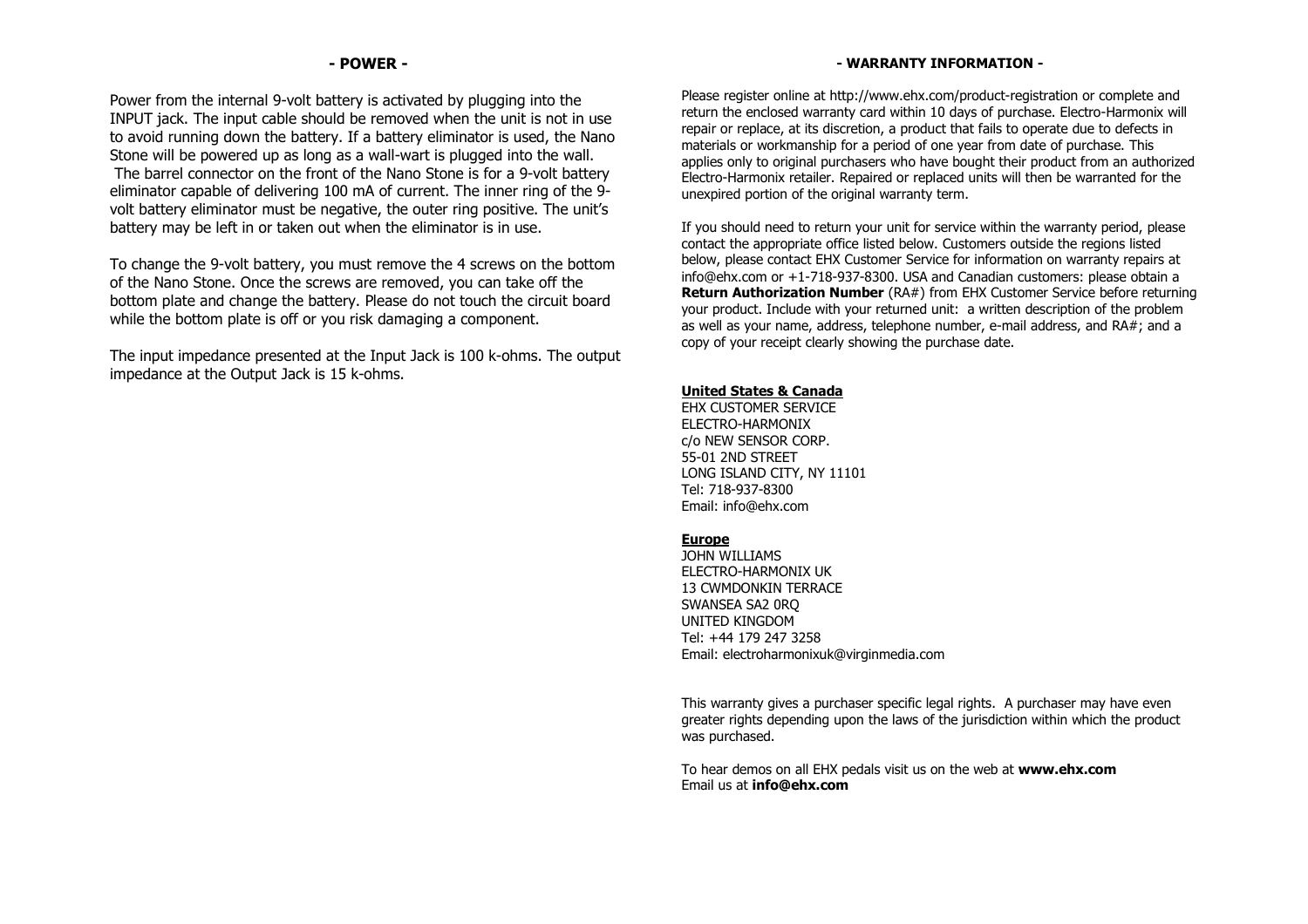## - POWER -

Power from the internal 9-volt battery is activated by plugging into the INPUT jack. The input cable should be removed when the unit is not in use to avoid running down the battery. If a battery eliminator is used, the Nano Stone will be powered up as long as a wall-wart is plugged into the wall. The barrel connector on the front of the Nano Stone is for a 9-volt battery eliminator capable of delivering 100 mA of current. The inner ring of the 9-volt battery eliminator must be negative, the outer ring positive. The unit's battery may be left in or taken out when the eliminator is in use.

To change the 9-volt battery, you must remove the 4 screws on the bottom of the Nano Stone. Once the screws are removed, you can take off the bottom plate and change the battery. Please do not touch the circuit board while the bottom plate is off or you risk damaging a component.

The input impedance presented at the Input Jack is 100 k-ohms. The output impedance at the Output Jack is 15 k-ohms.

## - WARRANTY INFORMATION -

Please register online at http://www.ehx.com/product-registration or complete and return the enclosed warranty card within 10 days of purchase. Electro-Harmonix will repair or replace, at its discretion, a product that fails to operate due to defects in materials or workmanship for a period of one year from date of purchase. This applies only to original purchasers who have bought their product from an authorized Electro-Harmonix retailer. Repaired or replaced units will then be warranted for the unexpired portion of the original warranty term.

If you should need to return your unit for service within the warranty period, please contact the appropriate office listed below. Customers outside the regions listed below, please contact EHX Customer Service for information on warranty repairs at info@ehx.com or +1-718-937-8300. USA and Canadian customers: please obtain a **Return Authorization Number** (RA#) from EHX Customer Service before returning your product. Include with your returned unit: a written description of the problem as well as your name, address, telephone number, e-mail address, and RA#; and a copy of your receipt clearly showing the purchase date.

**United States & Canada**
EHX CUSTOMER SERVICE
ELECTRO-HARMONIX
c/o NEW SENSOR CORP.
55-01 2ND STREET
LONG ISLAND CITY, NY 11101
Tel: 718-937-8300
Email: info@ehx.com

**Europe**
JOHN WILLIAMS
ELECTRO-HARMONIX UK
13 CWMDONKIN TERRACE
SWANSEA SA2 0RQ
UNITED KINGDOM
Tel: +44 179 247 3258
Email: electroharmonixuk@virginmedia.com

This warranty gives a purchaser specific legal rights. A purchaser may have even greater rights depending upon the laws of the jurisdiction within which the product was purchased.

To hear demos on all EHX pedals visit us on the web at **www.ehx.com**
Email us at **info@ehx.com**